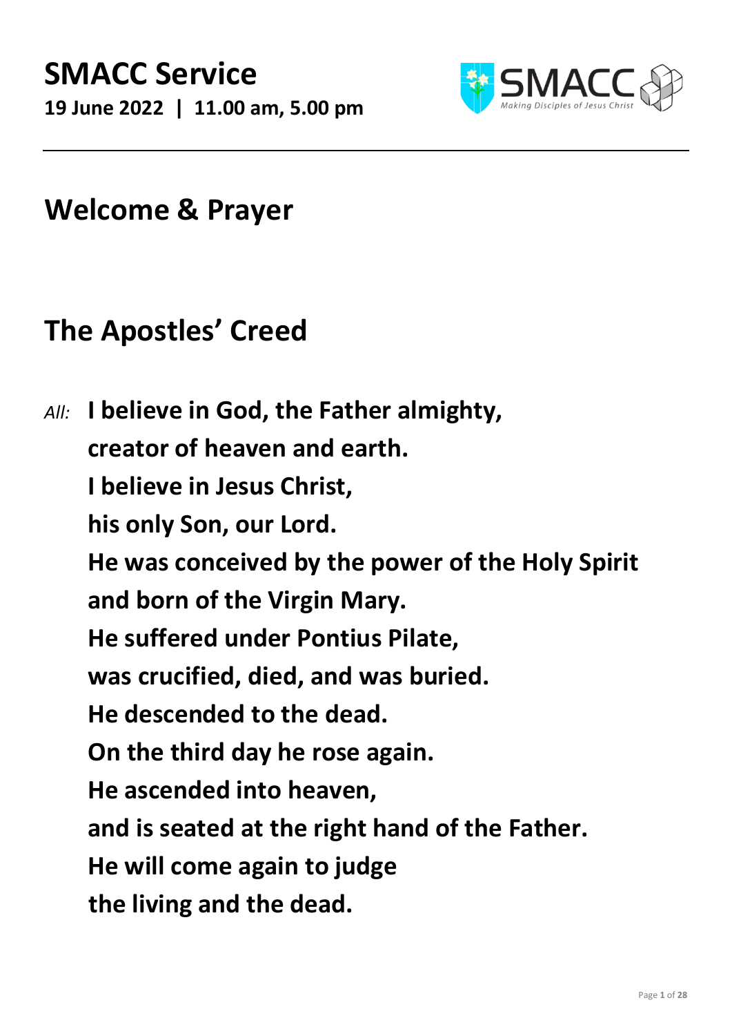# SMACC Service

**19 June 2022 | 11.00 am, 5.00 pm**

---

## Welcome & Prayer

## The Apostles' Creed

*All:* **I believe in God, the Father almighty,**
**creator of heaven and earth.**
**I believe in Jesus Christ,**
**his only Son, our Lord.**
**He was conceived by the power of the Holy Spirit**
**and born of the Virgin Mary.**
**He suffered under Pontius Pilate,**
**was crucified, died, and was buried.**
**He descended to the dead.**
**On the third day he rose again.**
**He ascended into heaven,**
**and is seated at the right hand of the Father.**
**He will come again to judge**
**the living and the dead.**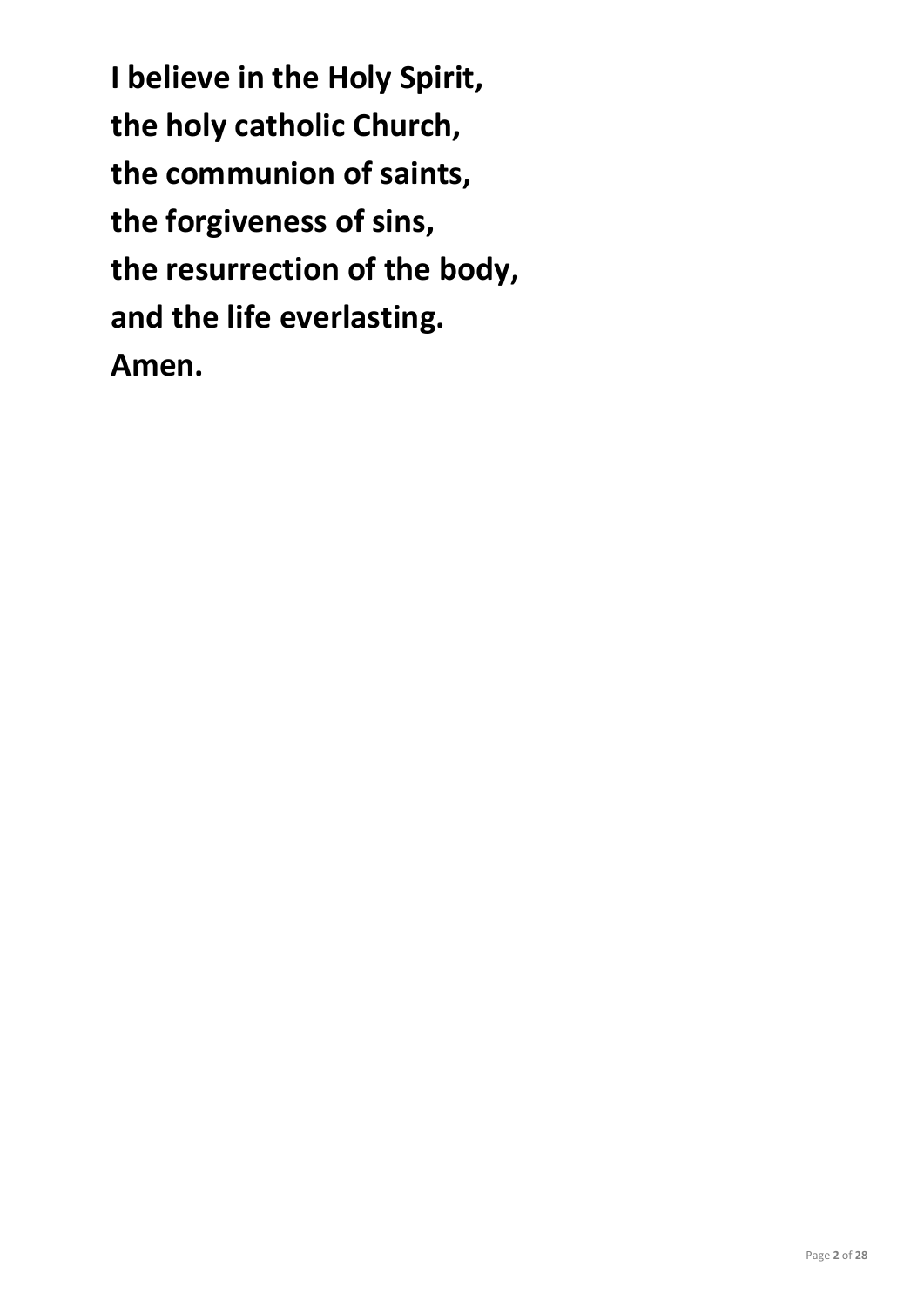**I believe in the Holy Spirit,**
**the holy catholic Church,**
**the communion of saints,**
**the forgiveness of sins,**
**the resurrection of the body,**
**and the life everlasting.**
**Amen.**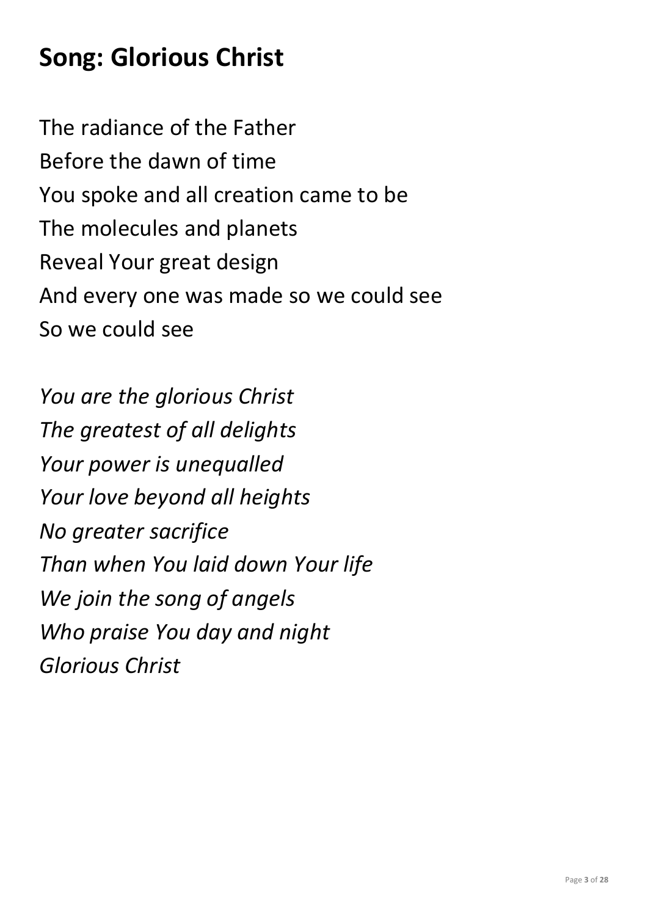## Song: Glorious Christ

The radiance of the Father
Before the dawn of time
You spoke and all creation came to be
The molecules and planets
Reveal Your great design
And every one was made so we could see
So we could see

*You are the glorious Christ*
*The greatest of all delights*
*Your power is unequalled*
*Your love beyond all heights*
*No greater sacrifice*
*Than when You laid down Your life*
*We join the song of angels*
*Who praise You day and night*
*Glorious Christ*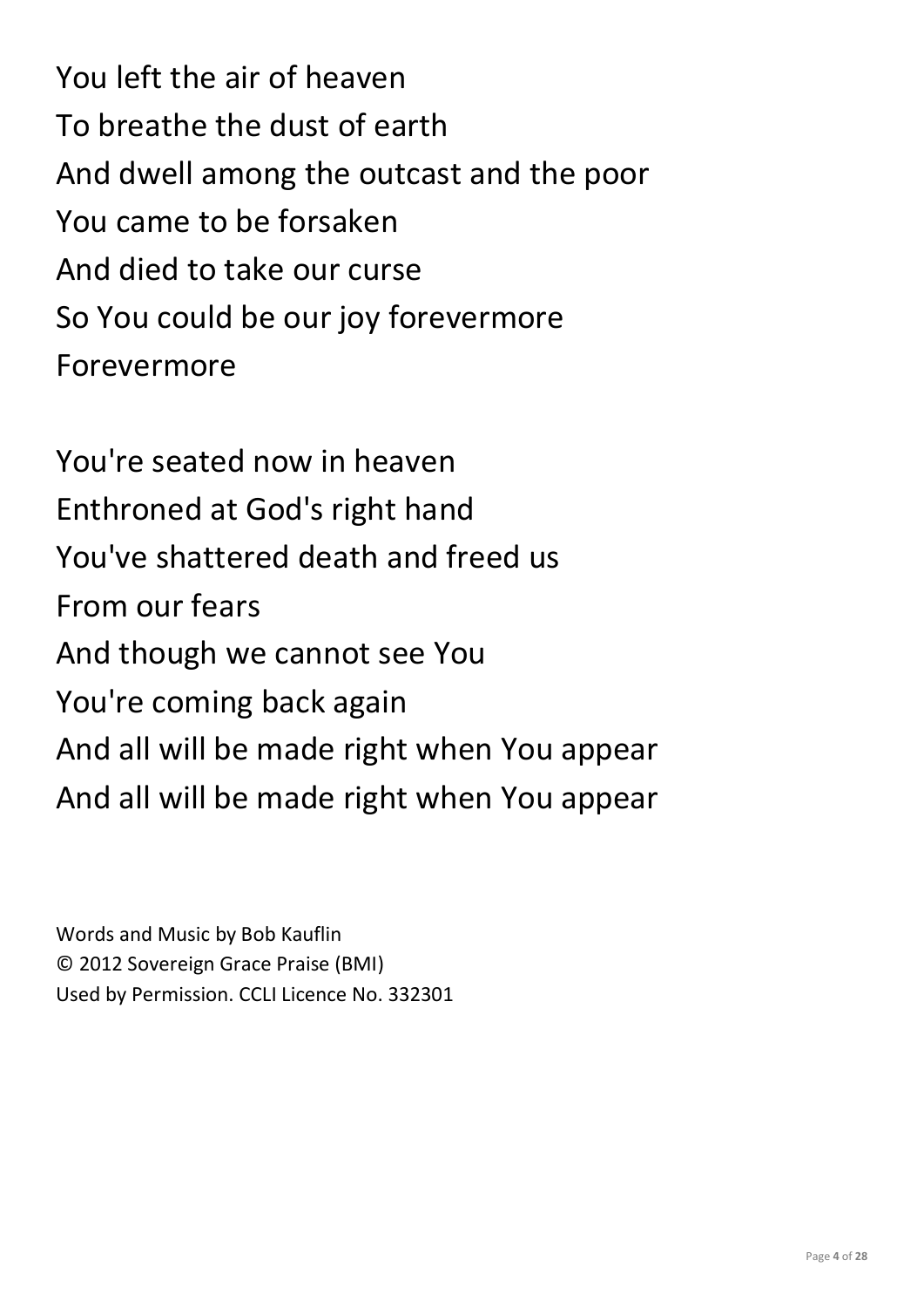You left the air of heaven
To breathe the dust of earth
And dwell among the outcast and the poor
You came to be forsaken
And died to take our curse
So You could be our joy forevermore
Forevermore

You're seated now in heaven
Enthroned at God's right hand
You've shattered death and freed us
From our fears
And though we cannot see You
You're coming back again
And all will be made right when You appear
And all will be made right when You appear

Words and Music by Bob Kauflin
© 2012 Sovereign Grace Praise (BMI)
Used by Permission. CCLI Licence No. 332301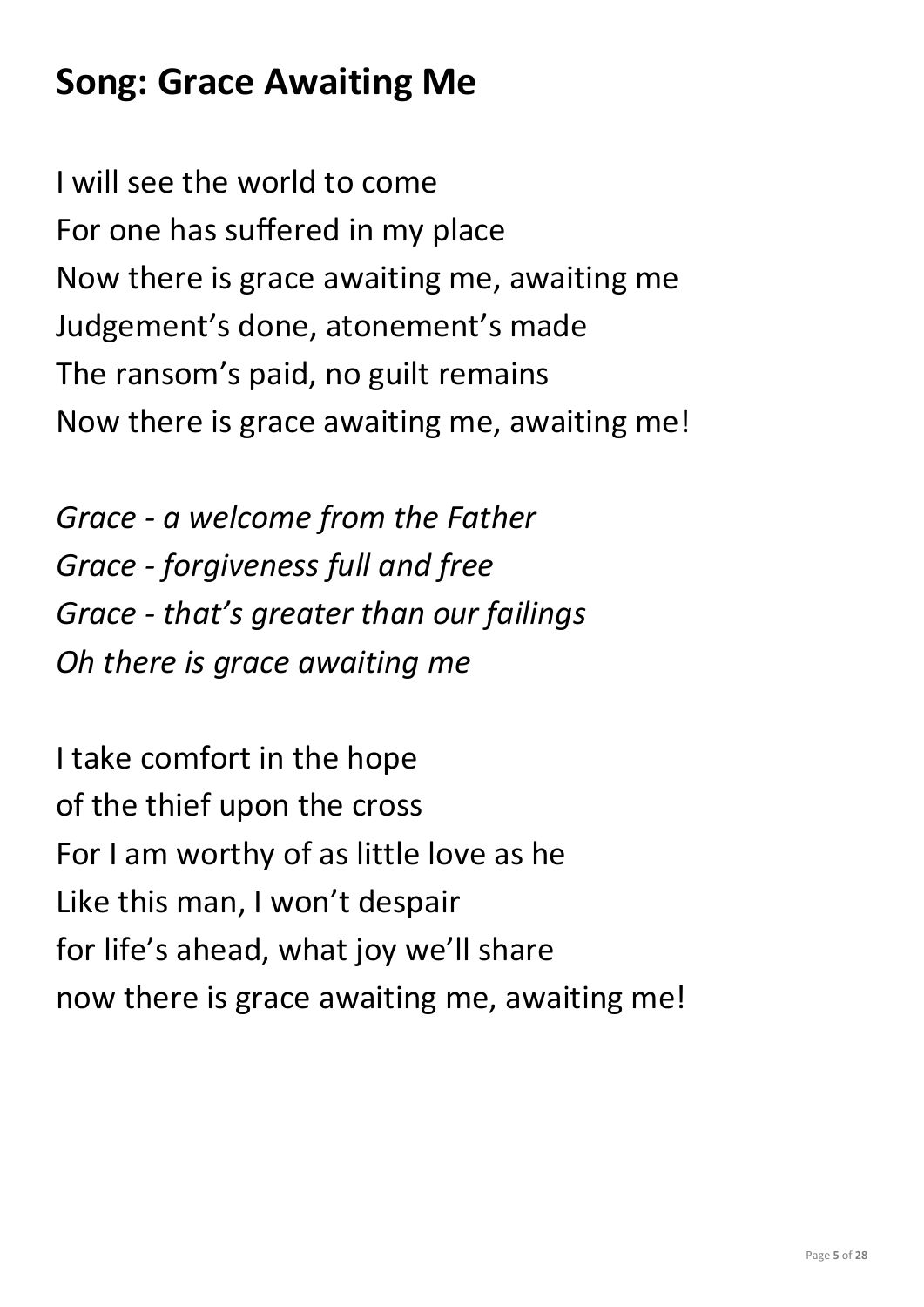## Song: Grace Awaiting Me

I will see the world to come
For one has suffered in my place
Now there is grace awaiting me, awaiting me
Judgement's done, atonement's made
The ransom's paid, no guilt remains
Now there is grace awaiting me, awaiting me!

*Grace - a welcome from the Father*
*Grace - forgiveness full and free*
*Grace - that's greater than our failings*
*Oh there is grace awaiting me*

I take comfort in the hope
of the thief upon the cross
For I am worthy of as little love as he
Like this man, I won't despair
for life's ahead, what joy we'll share
now there is grace awaiting me, awaiting me!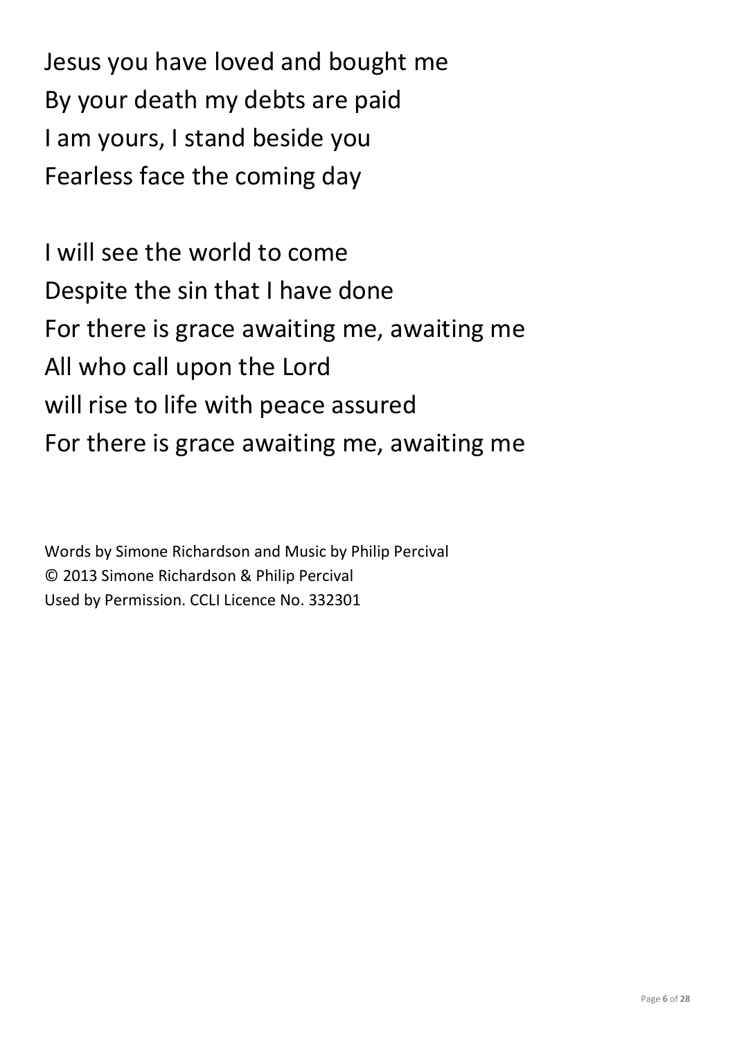Jesus you have loved and bought me
By your death my debts are paid
I am yours, I stand beside you
Fearless face the coming day

I will see the world to come
Despite the sin that I have done
For there is grace awaiting me, awaiting me
All who call upon the Lord
will rise to life with peace assured
For there is grace awaiting me, awaiting me

Words by Simone Richardson and Music by Philip Percival
© 2013 Simone Richardson & Philip Percival
Used by Permission. CCLI Licence No. 332301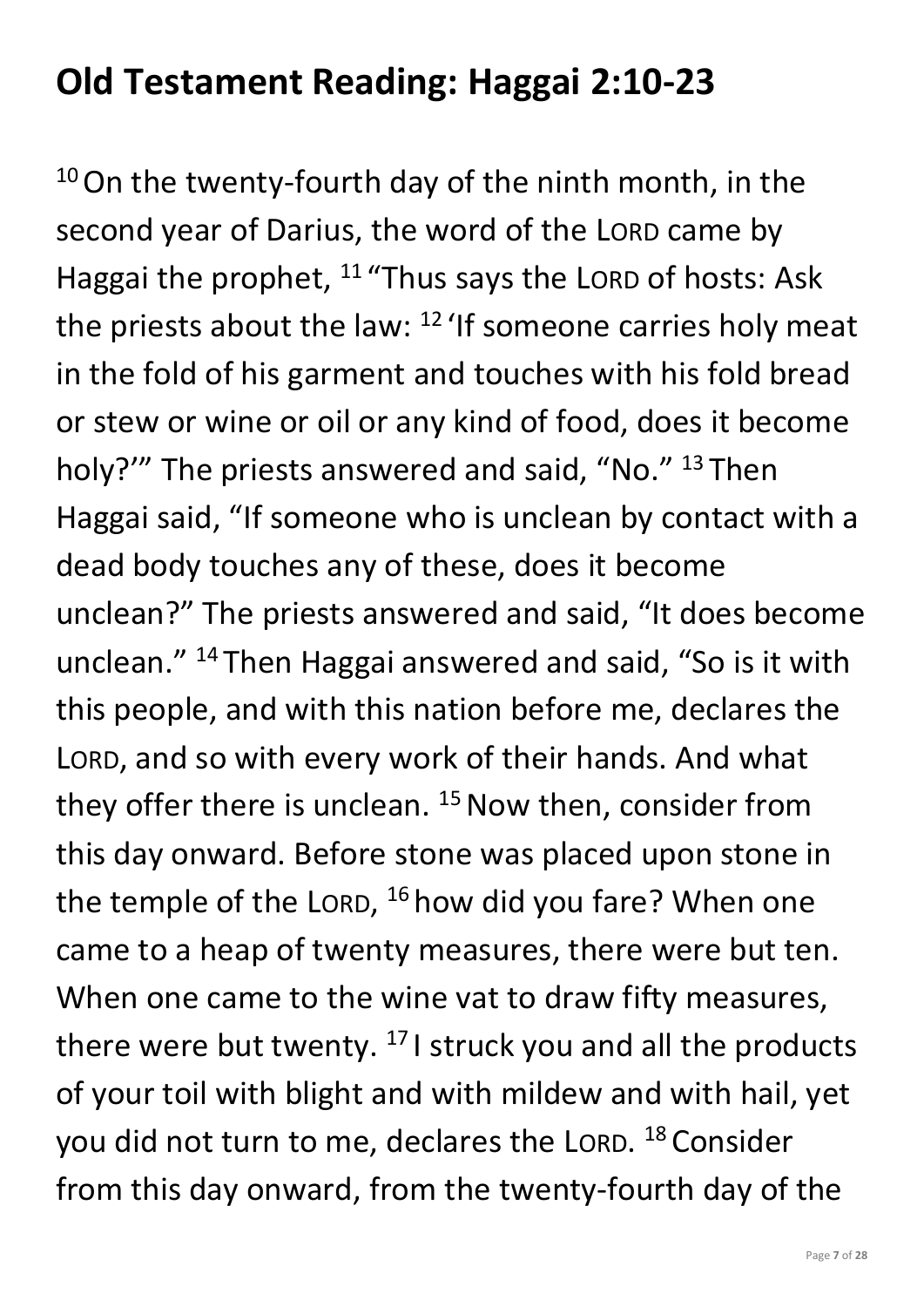## Old Testament Reading: Haggai 2:10-23

[10] On the twenty-fourth day of the ninth month, in the second year of Darius, the word of the LORD came by Haggai the prophet, [11] "Thus says the LORD of hosts: Ask the priests about the law: [12] 'If someone carries holy meat in the fold of his garment and touches with his fold bread or stew or wine or oil or any kind of food, does it become holy?'" The priests answered and said, "No." [13] Then Haggai said, "If someone who is unclean by contact with a dead body touches any of these, does it become unclean?" The priests answered and said, "It does become unclean." [14] Then Haggai answered and said, "So is it with this people, and with this nation before me, declares the LORD, and so with every work of their hands. And what they offer there is unclean. [15] Now then, consider from this day onward. Before stone was placed upon stone in the temple of the LORD, [16] how did you fare? When one came to a heap of twenty measures, there were but ten. When one came to the wine vat to draw fifty measures, there were but twenty. [17] I struck you and all the products of your toil with blight and with mildew and with hail, yet you did not turn to me, declares the LORD. [18] Consider from this day onward, from the twenty-fourth day of the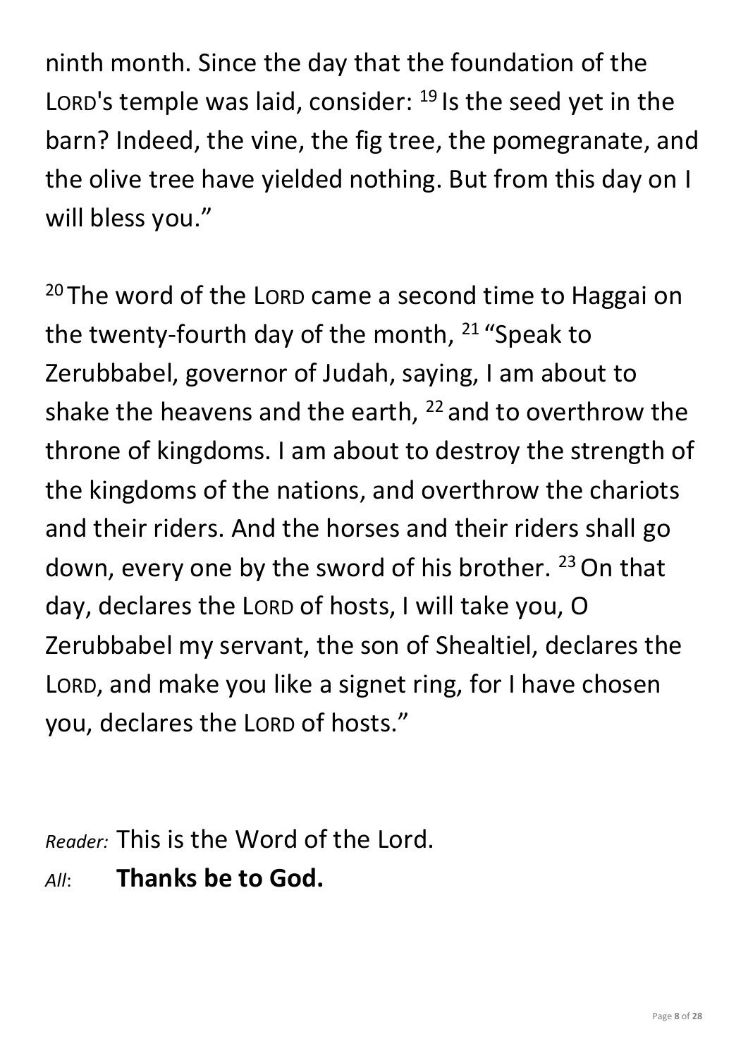ninth month. Since the day that the foundation of the LORD's temple was laid, consider: [19] Is the seed yet in the barn? Indeed, the vine, the fig tree, the pomegranate, and the olive tree have yielded nothing. But from this day on I will bless you."

[20] The word of the LORD came a second time to Haggai on the twenty-fourth day of the month, [21] "Speak to Zerubbabel, governor of Judah, saying, I am about to shake the heavens and the earth, [22] and to overthrow the throne of kingdoms. I am about to destroy the strength of the kingdoms of the nations, and overthrow the chariots and their riders. And the horses and their riders shall go down, every one by the sword of his brother. [23] On that day, declares the LORD of hosts, I will take you, O Zerubbabel my servant, the son of Shealtiel, declares the LORD, and make you like a signet ring, for I have chosen you, declares the LORD of hosts."

*Reader:* This is the Word of the Lord.
*All*: **Thanks be to God.**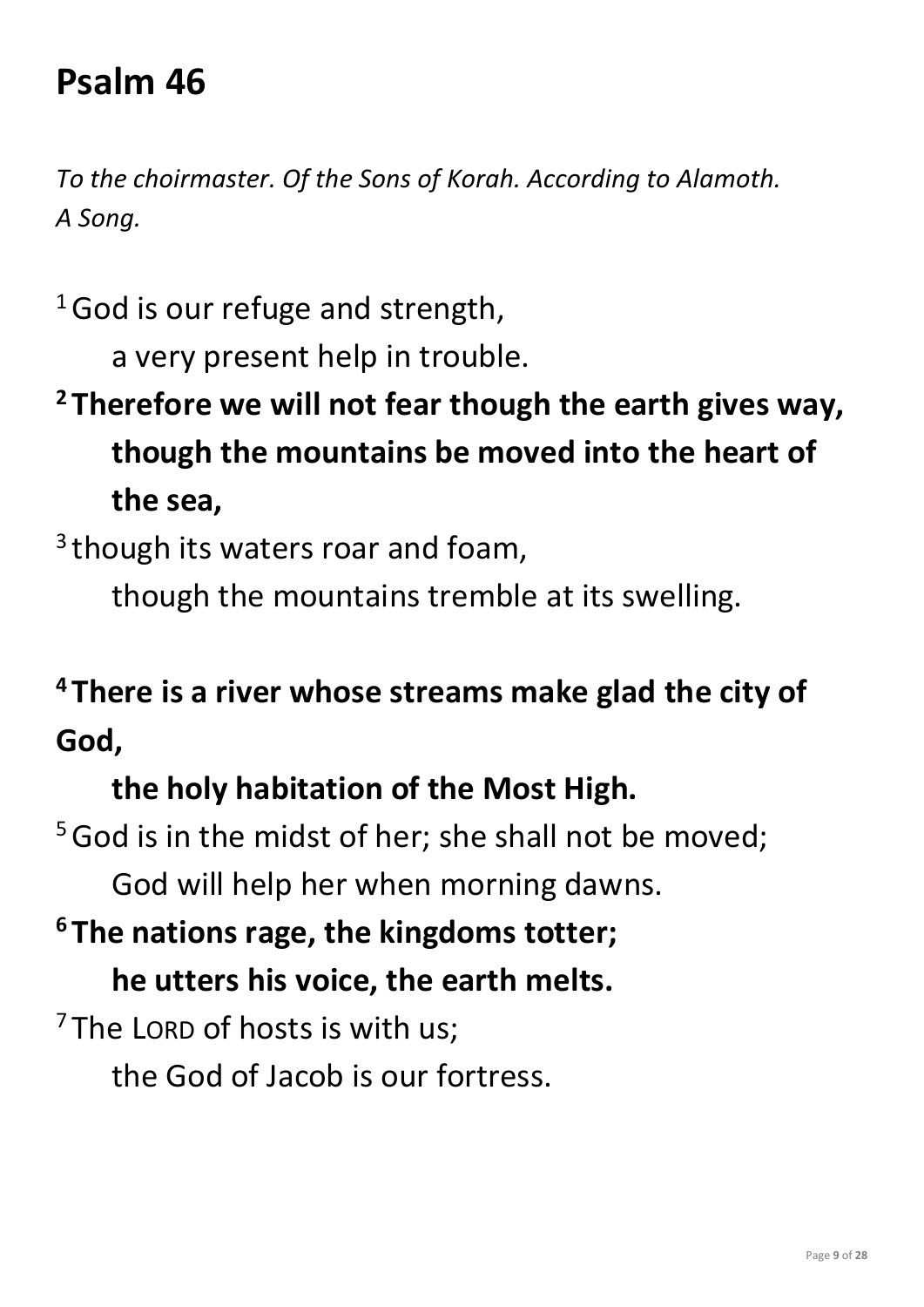# Psalm 46

*To the choirmaster. Of the Sons of Korah. According to Alamoth.*
*A Song.*

[1] God is our refuge and strength,
a very present help in trouble.

**[2] Therefore we will not fear though the earth gives way,**
**though the mountains be moved into the heart of the sea,**

[3] though its waters roar and foam,
though the mountains tremble at its swelling.

**[4] There is a river whose streams make glad the city of God,**
**the holy habitation of the Most High.**

[5] God is in the midst of her; she shall not be moved;
God will help her when morning dawns.

**[6] The nations rage, the kingdoms totter;**
**he utters his voice, the earth melts.**

[7] The LORD of hosts is with us;
the God of Jacob is our fortress.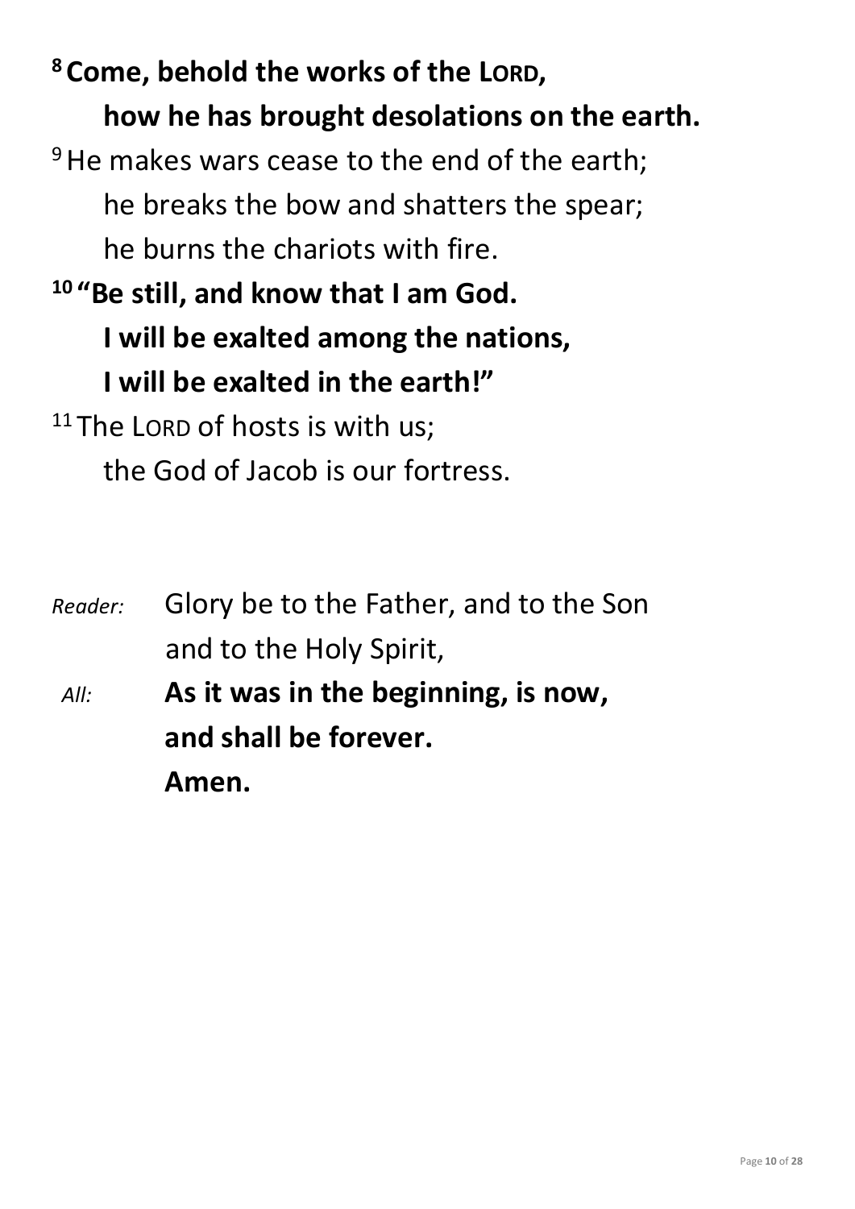**[8] Come, behold the works of the LORD,**
**how he has brought desolations on the earth.**

[9] He makes wars cease to the end of the earth;
he breaks the bow and shatters the spear;
he burns the chariots with fire.

**[10] "Be still, and know that I am God.**
**I will be exalted among the nations,**
**I will be exalted in the earth!"**

[11] The LORD of hosts is with us;
the God of Jacob is our fortress.

*Reader:* Glory be to the Father, and to the Son
and to the Holy Spirit,

*All:* **As it was in the beginning, is now,**
**and shall be forever.**
**Amen.**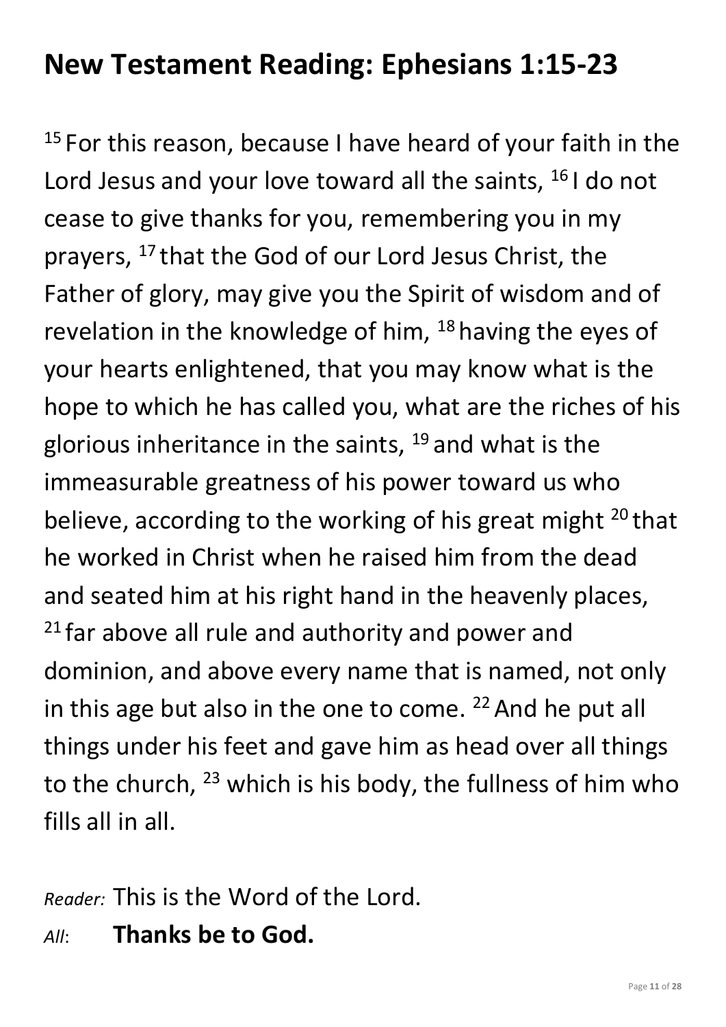## New Testament Reading: Ephesians 1:15-23

[15] For this reason, because I have heard of your faith in the Lord Jesus and your love toward all the saints, [16] I do not cease to give thanks for you, remembering you in my prayers, [17] that the God of our Lord Jesus Christ, the Father of glory, may give you the Spirit of wisdom and of revelation in the knowledge of him, [18] having the eyes of your hearts enlightened, that you may know what is the hope to which he has called you, what are the riches of his glorious inheritance in the saints, [19] and what is the immeasurable greatness of his power toward us who believe, according to the working of his great might [20] that he worked in Christ when he raised him from the dead and seated him at his right hand in the heavenly places, [21] far above all rule and authority and power and dominion, and above every name that is named, not only in this age but also in the one to come. [22] And he put all things under his feet and gave him as head over all things to the church, [23] which is his body, the fullness of him who fills all in all.

*Reader:* This is the Word of the Lord.
*All*: **Thanks be to God.**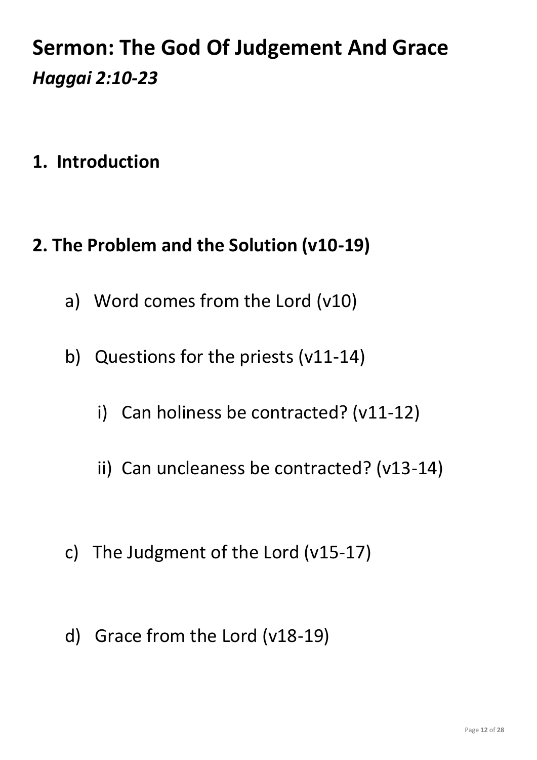# Sermon: The God Of Judgement And Grace

***Haggai 2:10-23***

## 1. Introduction

## 2. The Problem and the Solution (v10-19)

a) Word comes from the Lord (v10)

b) Questions for the priests (v11-14)

   i) Can holiness be contracted? (v11-12)

   ii) Can uncleaness be contracted? (v13-14)

c) The Judgment of the Lord (v15-17)

d) Grace from the Lord (v18-19)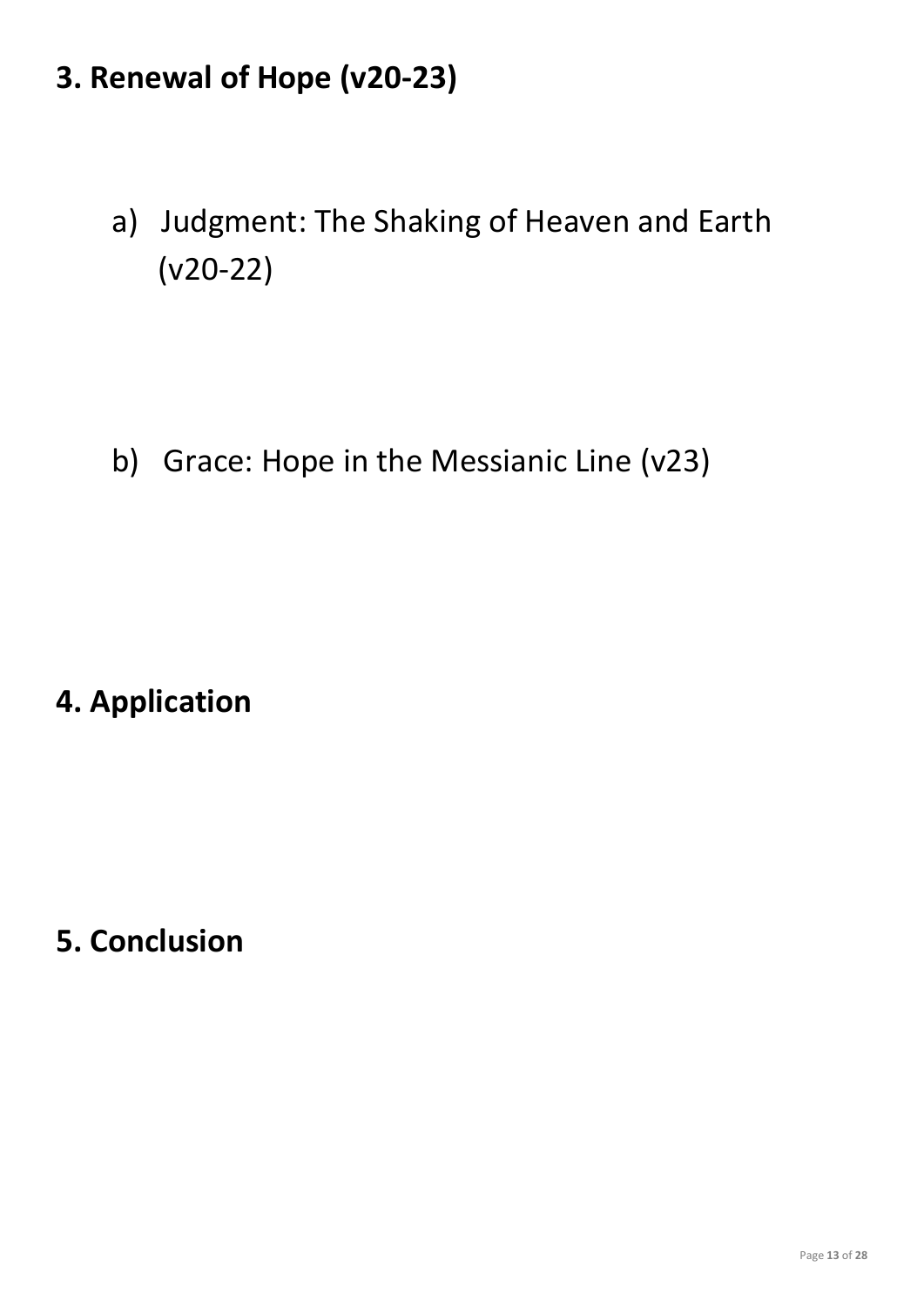## 3. Renewal of Hope (v20-23)

a) Judgment: The Shaking of Heaven and Earth (v20-22)

b) Grace: Hope in the Messianic Line (v23)

## 4. Application

## 5. Conclusion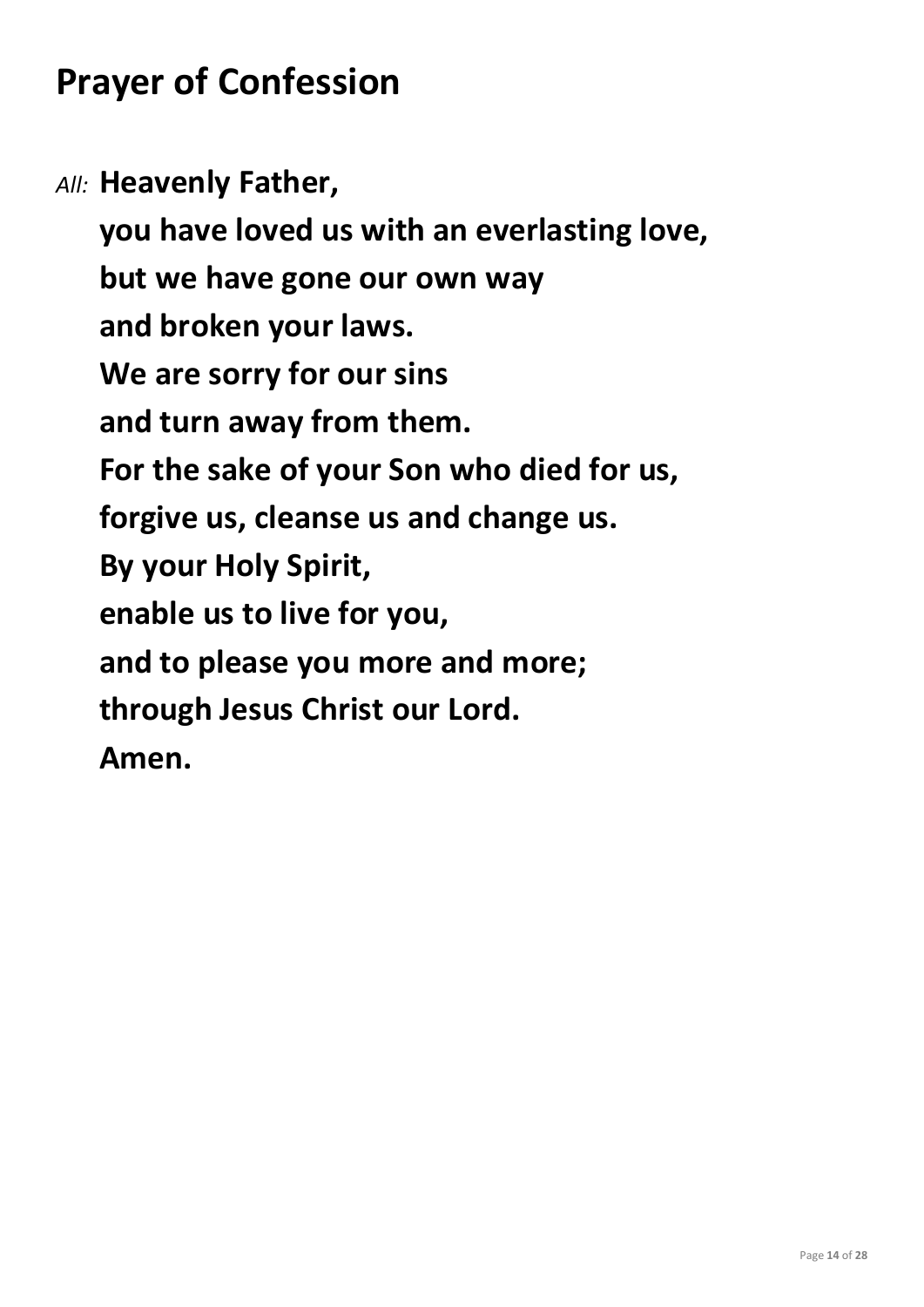# Prayer of Confession

*All:* **Heavenly Father,**
**you have loved us with an everlasting love,**
**but we have gone our own way**
**and broken your laws.**
**We are sorry for our sins**
**and turn away from them.**
**For the sake of your Son who died for us,**
**forgive us, cleanse us and change us.**
**By your Holy Spirit,**
**enable us to live for you,**
**and to please you more and more;**
**through Jesus Christ our Lord.**
**Amen.**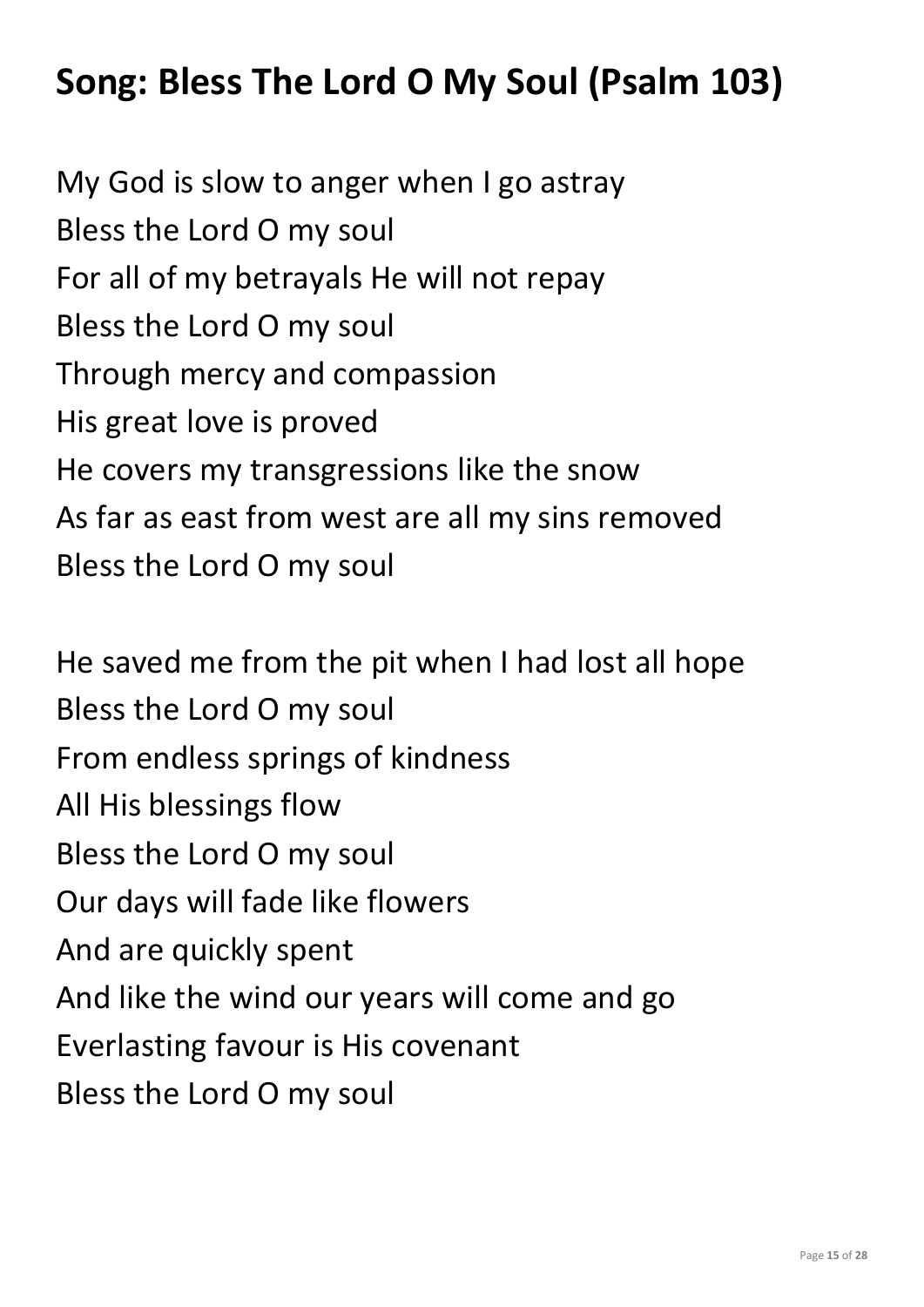# Song: Bless The Lord O My Soul (Psalm 103)

My God is slow to anger when I go astray
Bless the Lord O my soul
For all of my betrayals He will not repay
Bless the Lord O my soul
Through mercy and compassion
His great love is proved
He covers my transgressions like the snow
As far as east from west are all my sins removed
Bless the Lord O my soul

He saved me from the pit when I had lost all hope
Bless the Lord O my soul
From endless springs of kindness
All His blessings flow
Bless the Lord O my soul
Our days will fade like flowers
And are quickly spent
And like the wind our years will come and go
Everlasting favour is His covenant
Bless the Lord O my soul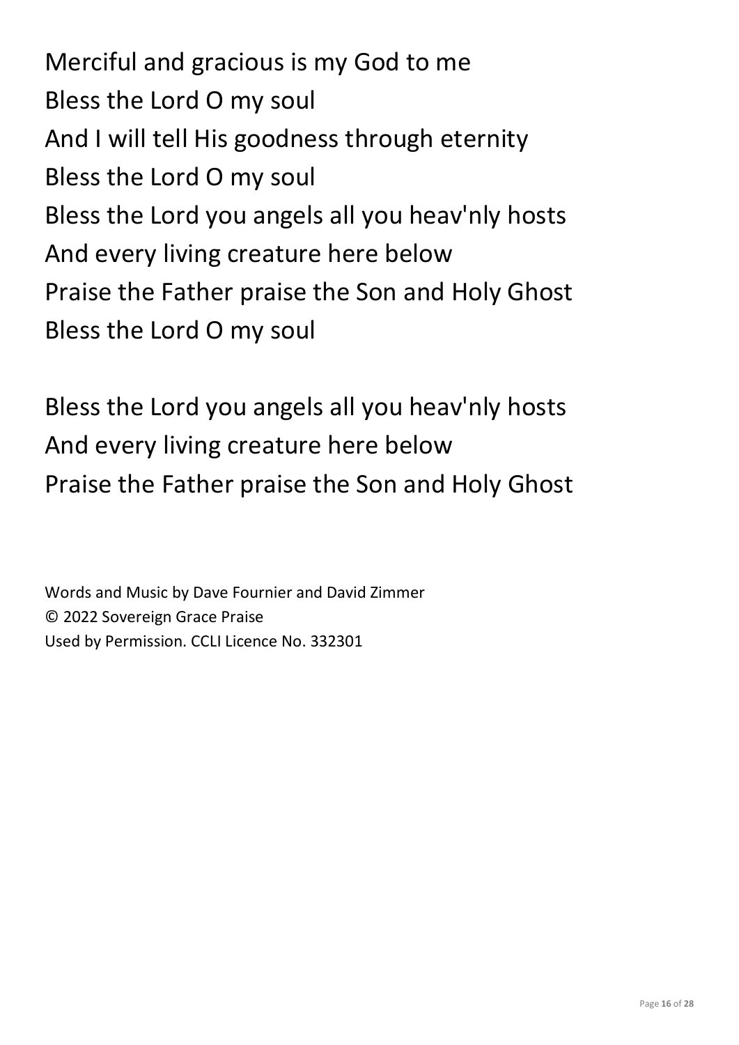Merciful and gracious is my God to me  
Bless the Lord O my soul  
And I will tell His goodness through eternity  
Bless the Lord O my soul  
Bless the Lord you angels all you heav'nly hosts  
And every living creature here below  
Praise the Father praise the Son and Holy Ghost  
Bless the Lord O my soul

Bless the Lord you angels all you heav'nly hosts  
And every living creature here below  
Praise the Father praise the Son and Holy Ghost

Words and Music by Dave Fournier and David Zimmer  
© 2022 Sovereign Grace Praise  
Used by Permission. CCLI Licence No. 332301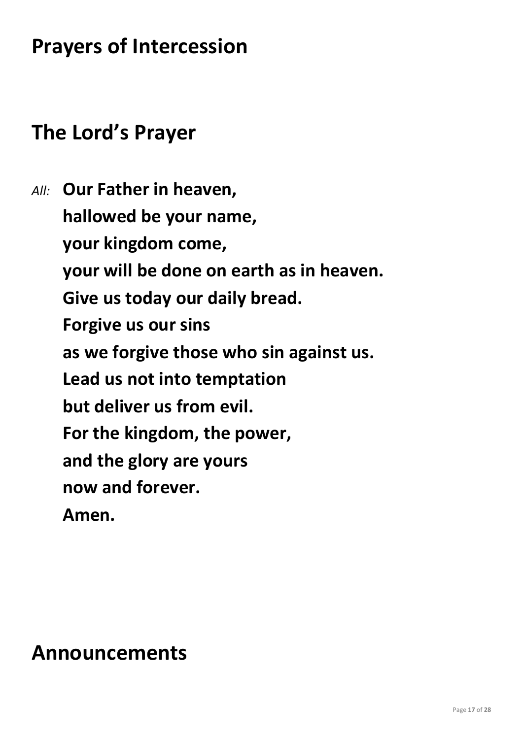## Prayers of Intercession

## The Lord's Prayer

*All:* **Our Father in heaven,**
**hallowed be your name,**
**your kingdom come,**
**your will be done on earth as in heaven.**
**Give us today our daily bread.**
**Forgive us our sins**
**as we forgive those who sin against us.**
**Lead us not into temptation**
**but deliver us from evil.**
**For the kingdom, the power,**
**and the glory are yours**
**now and forever.**
**Amen.**

## Announcements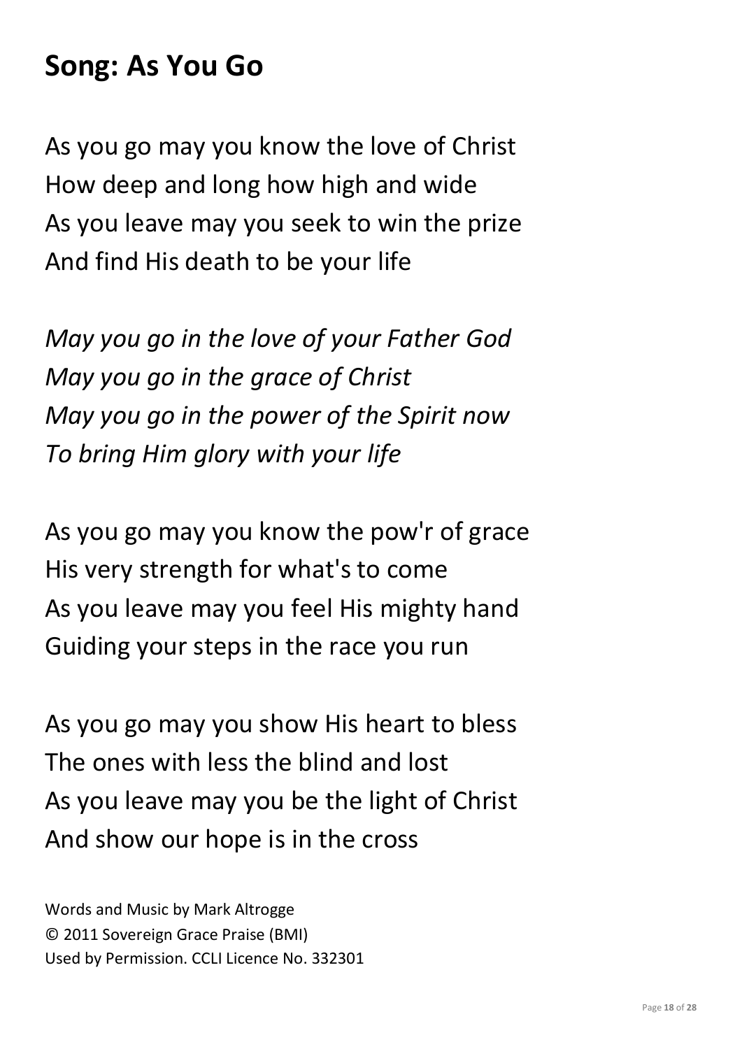## Song: As You Go

As you go may you know the love of Christ
How deep and long how high and wide
As you leave may you seek to win the prize
And find His death to be your life

*May you go in the love of your Father God*
*May you go in the grace of Christ*
*May you go in the power of the Spirit now*
*To bring Him glory with your life*

As you go may you know the pow'r of grace
His very strength for what's to come
As you leave may you feel His mighty hand
Guiding your steps in the race you run

As you go may you show His heart to bless
The ones with less the blind and lost
As you leave may you be the light of Christ
And show our hope is in the cross

Words and Music by Mark Altrogge
© 2011 Sovereign Grace Praise (BMI)
Used by Permission. CCLI Licence No. 332301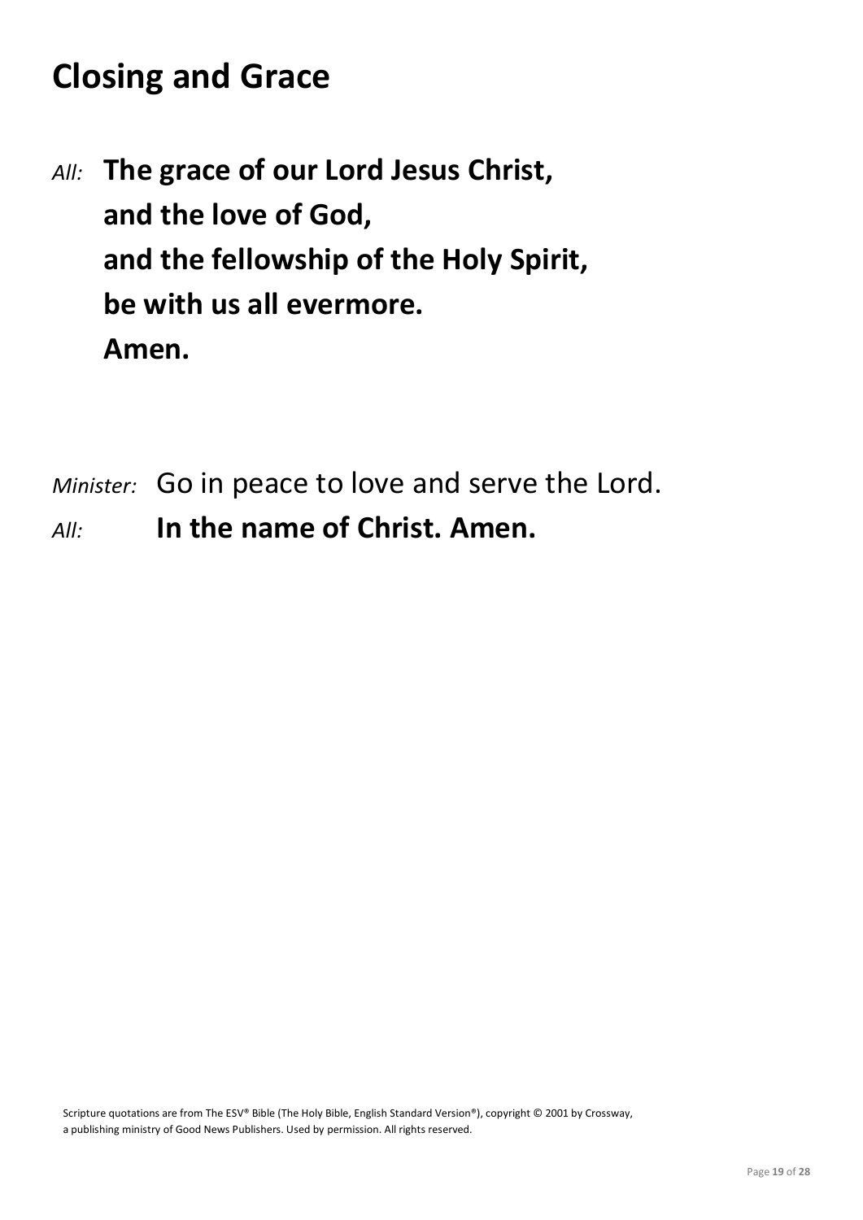# Closing and Grace

*All:* **The grace of our Lord Jesus Christ,**
**and the love of God,**
**and the fellowship of the Holy Spirit,**
**be with us all evermore.**
**Amen.**

*Minister:* Go in peace to love and serve the Lord.
*All:* **In the name of Christ. Amen.**

Scripture quotations are from The ESV® Bible (The Holy Bible, English Standard Version®), copyright © 2001 by Crossway, a publishing ministry of Good News Publishers. Used by permission. All rights reserved.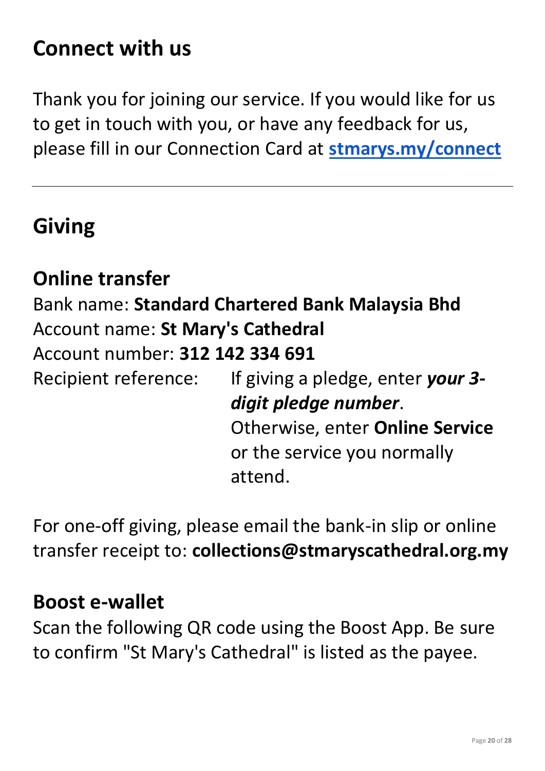# Connect with us

Thank you for joining our service. If you would like for us to get in touch with you, or have any feedback for us, please fill in our Connection Card at **[stmarys.my/connect](stmarys.my/connect)**

---

# Giving

## Online transfer

Bank name: **Standard Chartered Bank Malaysia Bhd**
Account name: **St Mary's Cathedral**
Account number: **312 142 334 691**
Recipient reference: If giving a pledge, enter ***your 3-digit pledge number***. Otherwise, enter **Online Service** or the service you normally attend.

For one-off giving, please email the bank-in slip or online transfer receipt to: **collections@stmaryscathedral.org.my**

## Boost e-wallet

Scan the following QR code using the Boost App. Be sure to confirm "St Mary's Cathedral" is listed as the payee.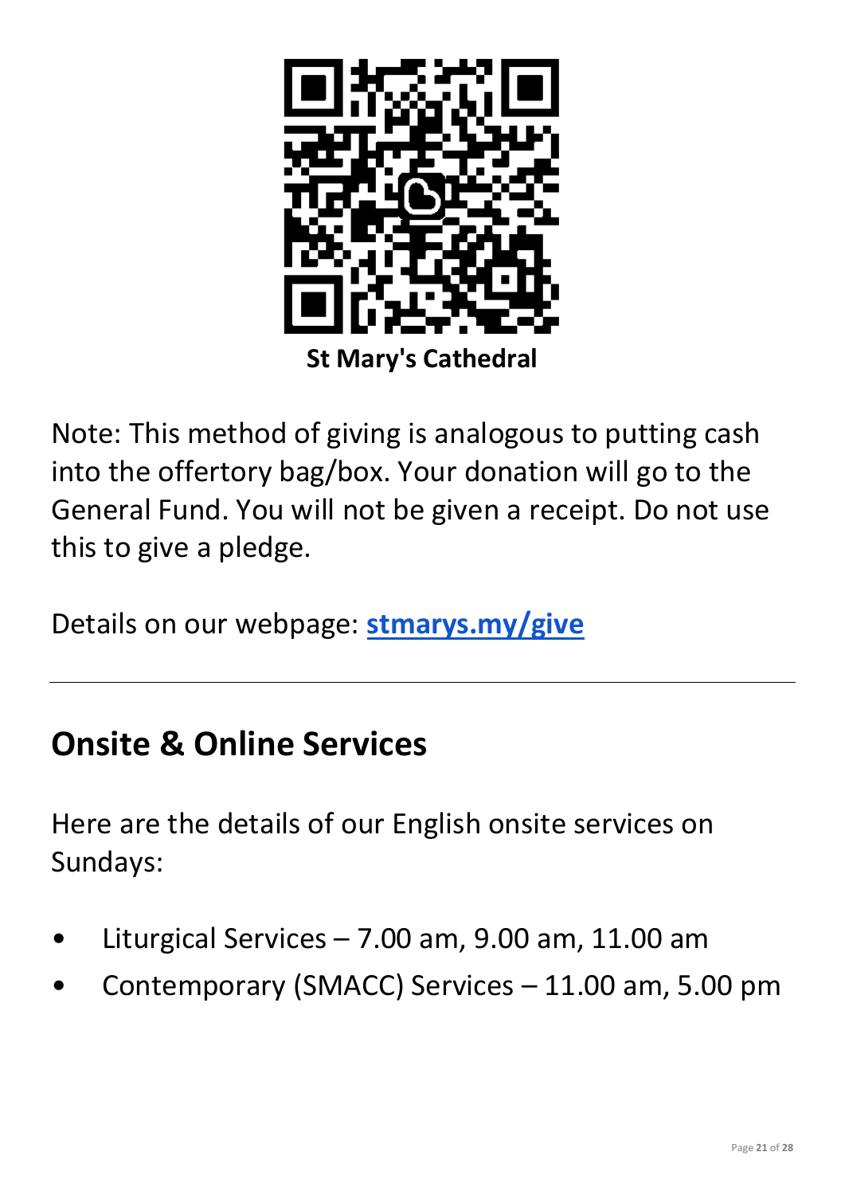**St Mary's Cathedral**

Note: This method of giving is analogous to putting cash into the offertory bag/box. Your donation will go to the General Fund. You will not be given a receipt. Do not use this to give a pledge.

Details on our webpage: **[stmarys.my/give](https://stmarys.my/give)**

---

## Onsite & Online Services

Here are the details of our English onsite services on Sundays:

- Liturgical Services – 7.00 am, 9.00 am, 11.00 am
- Contemporary (SMACC) Services – 11.00 am, 5.00 pm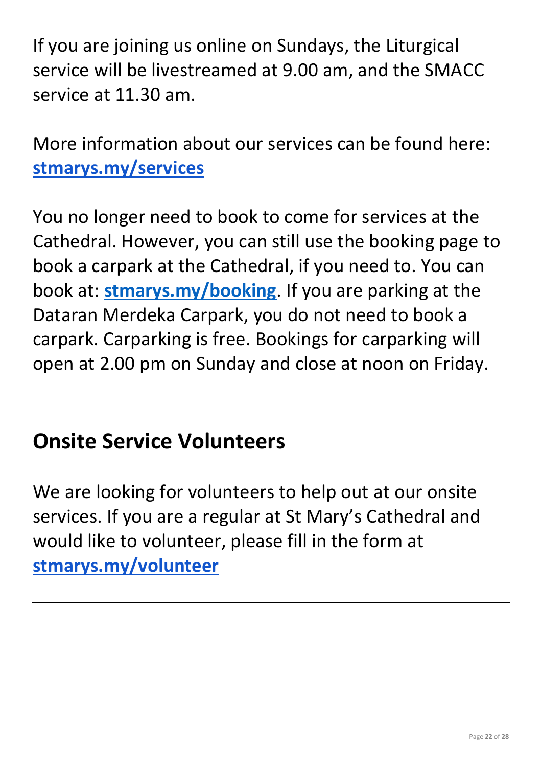If you are joining us online on Sundays, the Liturgical service will be livestreamed at 9.00 am, and the SMACC service at 11.30 am.

More information about our services can be found here: **[stmarys.my/services](stmarys.my/services)**

You no longer need to book to come for services at the Cathedral. However, you can still use the booking page to book a carpark at the Cathedral, if you need to. You can book at: **[stmarys.my/booking](stmarys.my/booking)**. If you are parking at the Dataran Merdeka Carpark, you do not need to book a carpark. Carparking is free. Bookings for carparking will open at 2.00 pm on Sunday and close at noon on Friday.

---

## Onsite Service Volunteers

We are looking for volunteers to help out at our onsite services. If you are a regular at St Mary's Cathedral and would like to volunteer, please fill in the form at **[stmarys.my/volunteer](stmarys.my/volunteer)**

---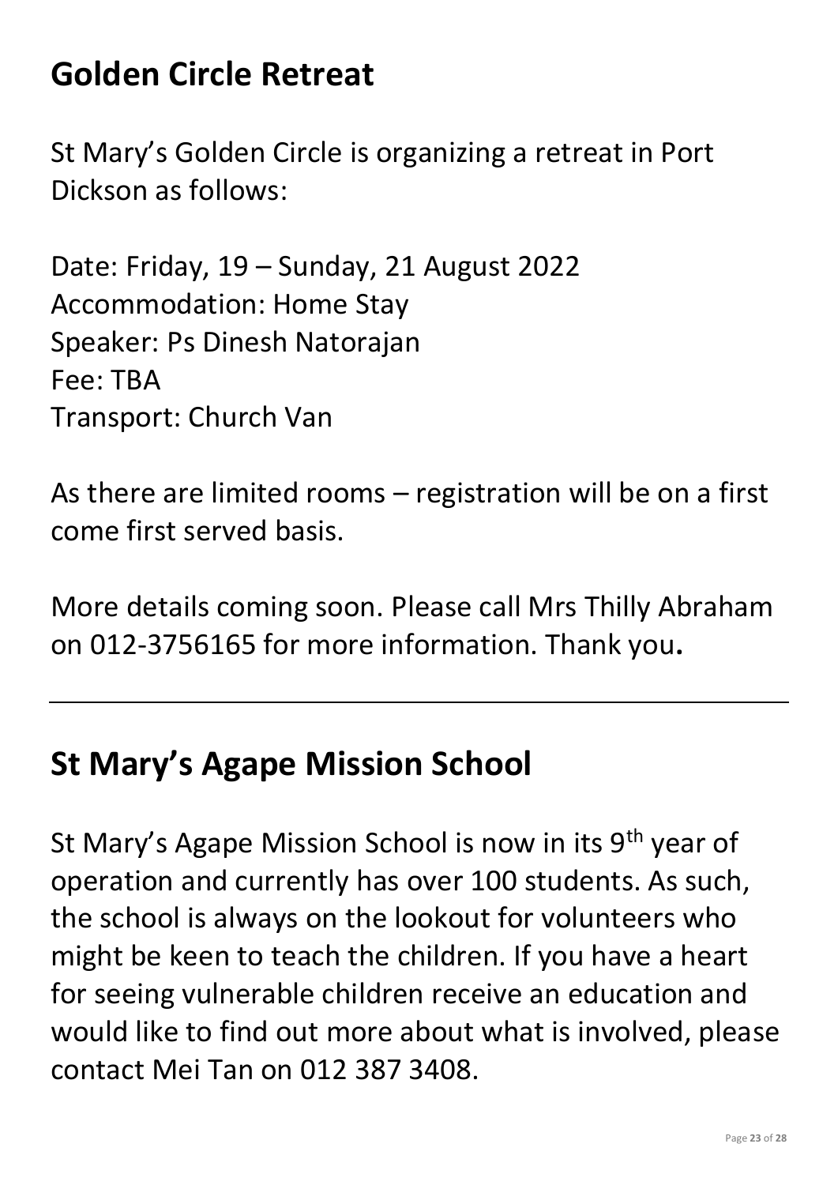## Golden Circle Retreat

St Mary's Golden Circle is organizing a retreat in Port Dickson as follows:

Date: Friday, 19 – Sunday, 21 August 2022
Accommodation: Home Stay
Speaker: Ps Dinesh Natorajan
Fee: TBA
Transport: Church Van

As there are limited rooms – registration will be on a first come first served basis.

More details coming soon. Please call Mrs Thilly Abraham on 012-3756165 for more information. Thank you**.**

---

## St Mary's Agape Mission School

St Mary's Agape Mission School is now in its 9th year of operation and currently has over 100 students. As such, the school is always on the lookout for volunteers who might be keen to teach the children. If you have a heart for seeing vulnerable children receive an education and would like to find out more about what is involved, please contact Mei Tan on 012 387 3408.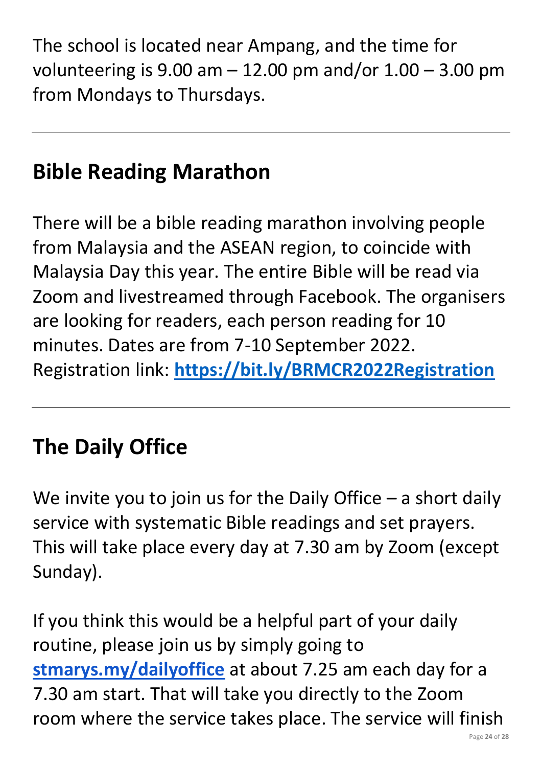The school is located near Ampang, and the time for volunteering is 9.00 am – 12.00 pm and/or 1.00 – 3.00 pm from Mondays to Thursdays.

---

## Bible Reading Marathon

There will be a bible reading marathon involving people from Malaysia and the ASEAN region, to coincide with Malaysia Day this year. The entire Bible will be read via Zoom and livestreamed through Facebook. The organisers are looking for readers, each person reading for 10 minutes. Dates are from 7-10 September 2022. Registration link: **https://bit.ly/BRMCR2022Registration**

---

## The Daily Office

We invite you to join us for the Daily Office – a short daily service with systematic Bible readings and set prayers. This will take place every day at 7.30 am by Zoom (except Sunday).

If you think this would be a helpful part of your daily routine, please join us by simply going to **stmarys.my/dailyoffice** at about 7.25 am each day for a 7.30 am start. That will take you directly to the Zoom room where the service takes place. The service will finish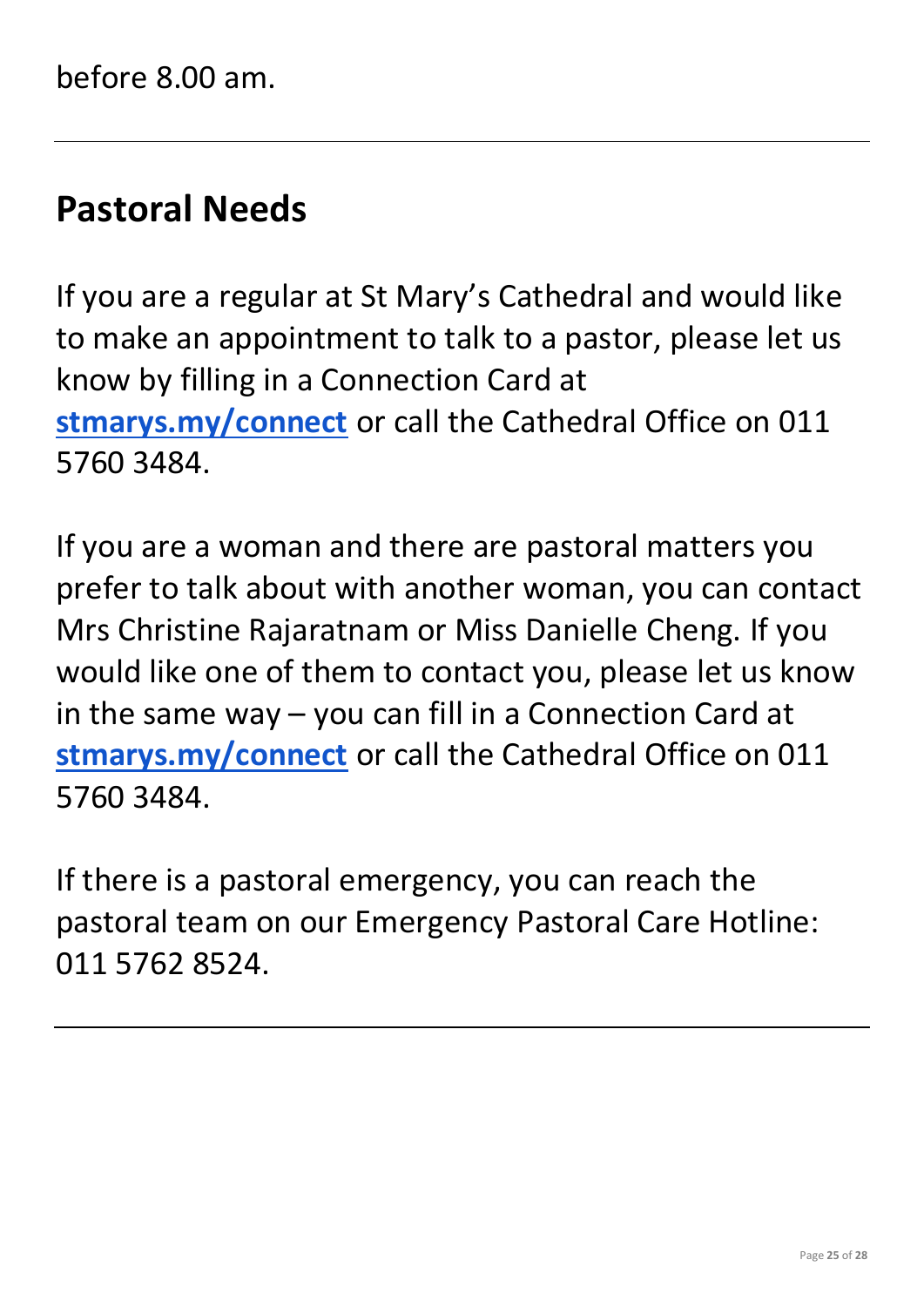before 8.00 am.

---

## Pastoral Needs

If you are a regular at St Mary's Cathedral and would like to make an appointment to talk to a pastor, please let us know by filling in a Connection Card at **stmarys.my/connect** or call the Cathedral Office on 011 5760 3484.

If you are a woman and there are pastoral matters you prefer to talk about with another woman, you can contact Mrs Christine Rajaratnam or Miss Danielle Cheng. If you would like one of them to contact you, please let us know in the same way – you can fill in a Connection Card at **stmarys.my/connect** or call the Cathedral Office on 011 5760 3484.

If there is a pastoral emergency, you can reach the pastoral team on our Emergency Pastoral Care Hotline: 011 5762 8524.

---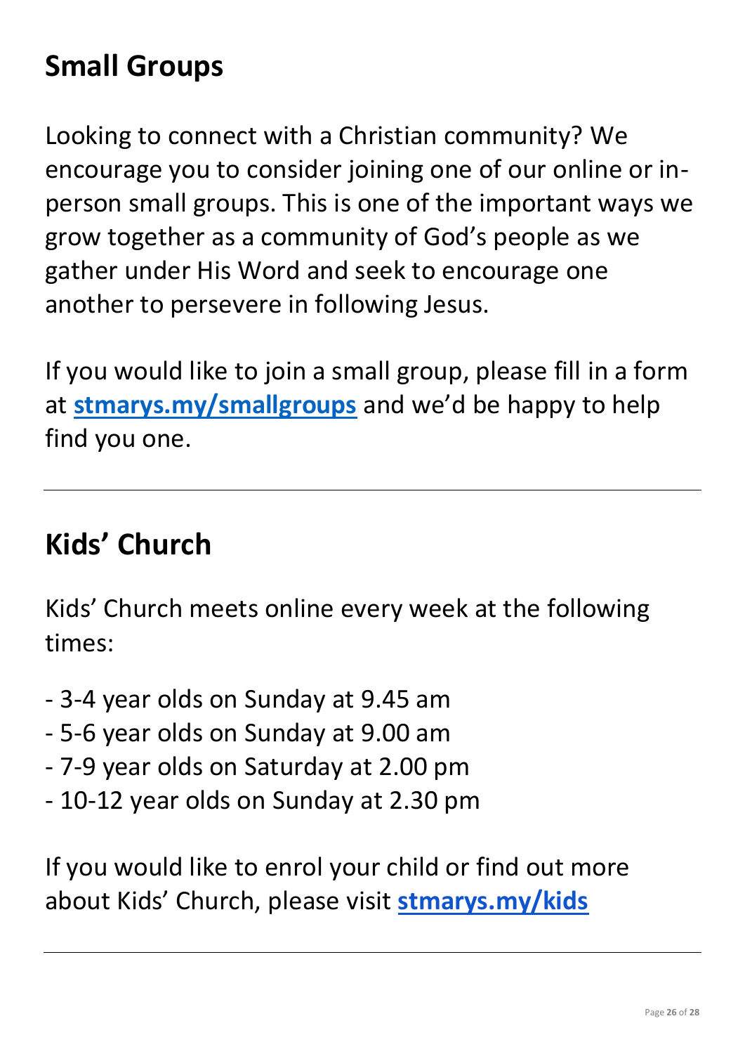## Small Groups

Looking to connect with a Christian community? We encourage you to consider joining one of our online or in-person small groups. This is one of the important ways we grow together as a community of God's people as we gather under His Word and seek to encourage one another to persevere in following Jesus.

If you would like to join a small group, please fill in a form at **stmarys.my/smallgroups** and we'd be happy to help find you one.

---

## Kids' Church

Kids' Church meets online every week at the following times:

- 3-4 year olds on Sunday at 9.45 am
- 5-6 year olds on Sunday at 9.00 am
- 7-9 year olds on Saturday at 2.00 pm
- 10-12 year olds on Sunday at 2.30 pm

If you would like to enrol your child or find out more about Kids' Church, please visit **stmarys.my/kids**

---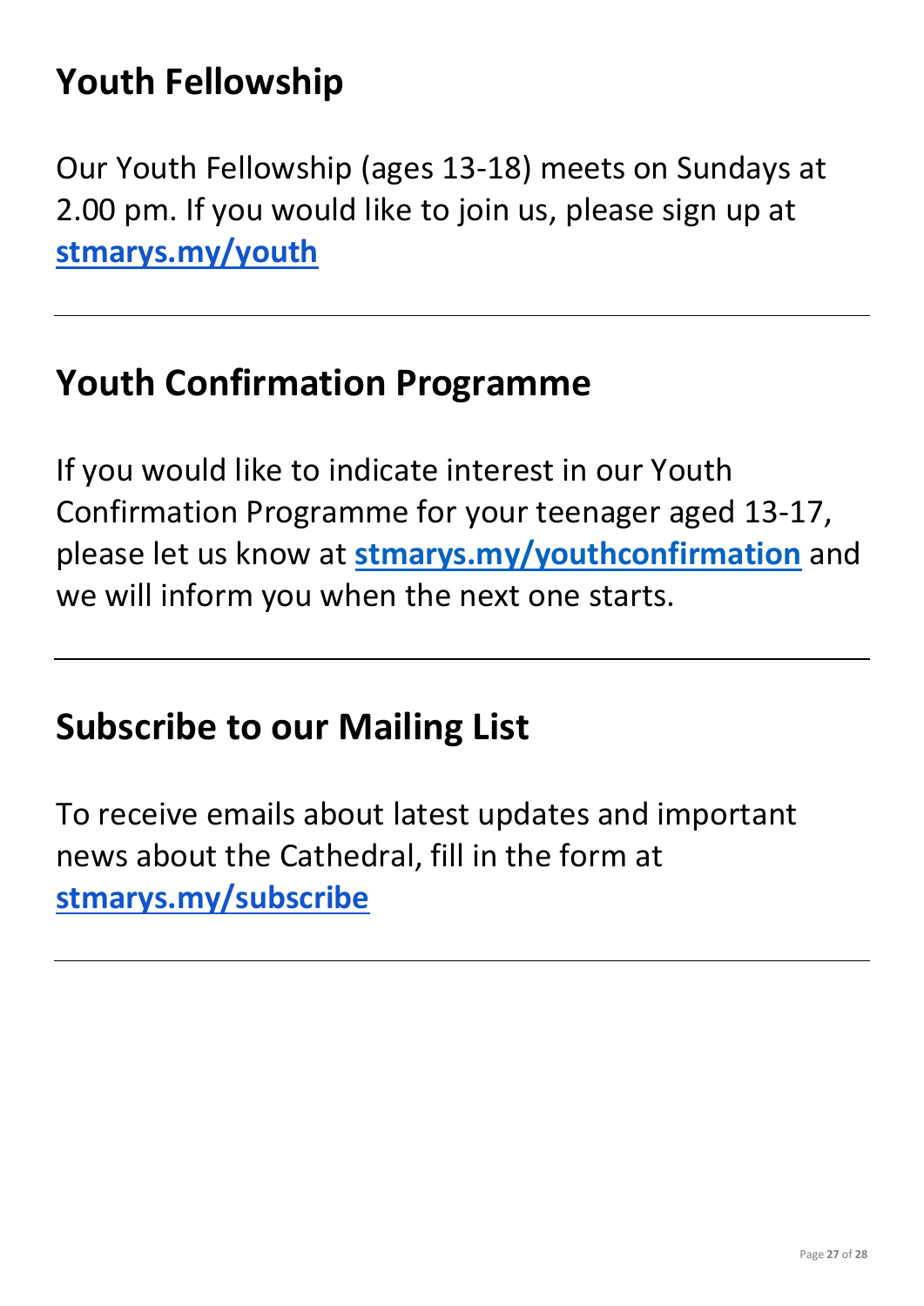## Youth Fellowship

Our Youth Fellowship (ages 13-18) meets on Sundays at 2.00 pm. If you would like to join us, please sign up at **stmarys.my/youth**

---

## Youth Confirmation Programme

If you would like to indicate interest in our Youth Confirmation Programme for your teenager aged 13-17, please let us know at **stmarys.my/youthconfirmation** and we will inform you when the next one starts.

---

## Subscribe to our Mailing List

To receive emails about latest updates and important news about the Cathedral, fill in the form at **stmarys.my/subscribe**

---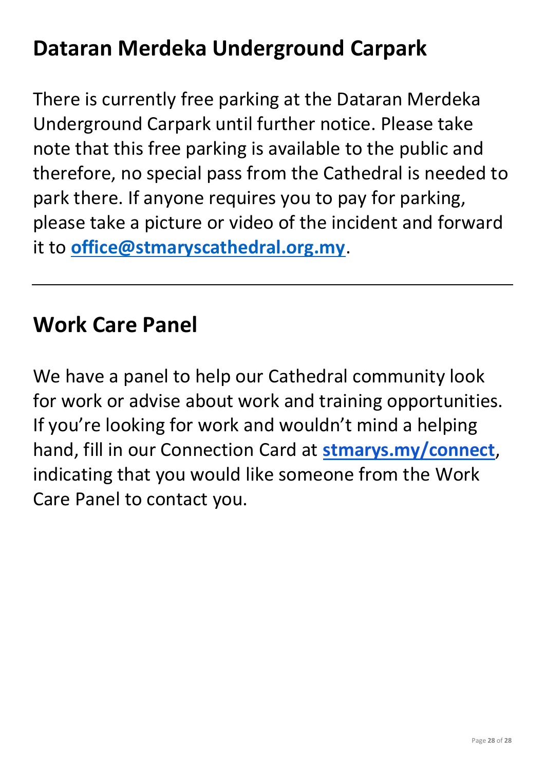# Dataran Merdeka Underground Carpark

There is currently free parking at the Dataran Merdeka Underground Carpark until further notice. Please take note that this free parking is available to the public and therefore, no special pass from the Cathedral is needed to park there. If anyone requires you to pay for parking, please take a picture or video of the incident and forward it to **office@stmaryscathedral.org.my**.

---

# Work Care Panel

We have a panel to help our Cathedral community look for work or advise about work and training opportunities. If you're looking for work and wouldn't mind a helping hand, fill in our Connection Card at **stmarys.my/connect**, indicating that you would like someone from the Work Care Panel to contact you.